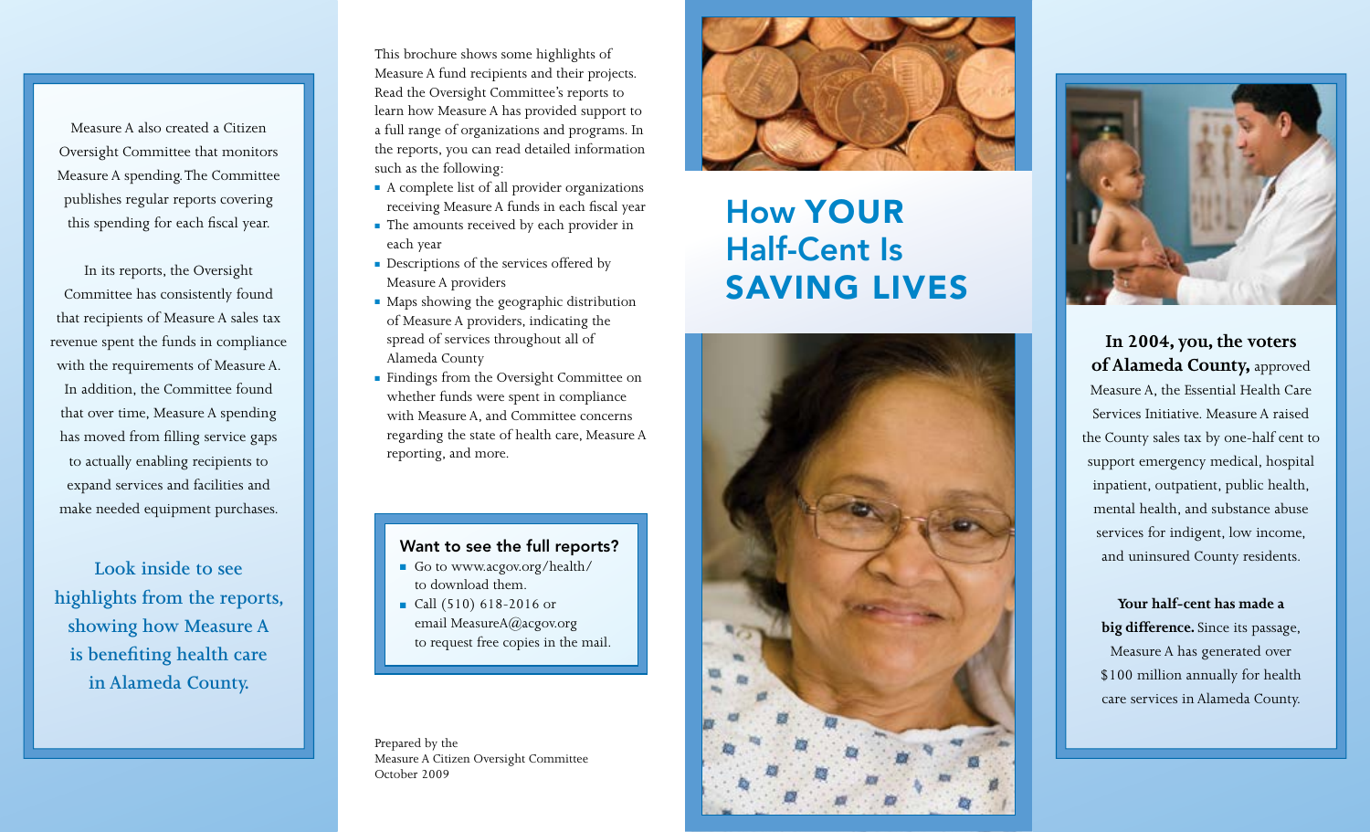# How YOUR Half-Cent Is SAVING LIVES

**In 2004, you, the voters of Alameda County,** approved Measure A, the Essential Health Care Services Initiative. Measure A raised the County sales tax by one-half cent to support emergency medical, hospital inpatient, outpatient, public health, mental health, and substance abuse services for indigent, low income, and uninsured County residents.

**Your half-cent has made a big difference.** Since its passage, Measure A has generated over $100 million annually for health care services in Alameda County.

Measure A also created a Citizen Oversight Committee that monitors Measure A spending. The Committee publishes regular reports covering this spending for each fiscal year.

In its reports, the Oversight Committee has consistently found that recipients of Measure A sales tax revenue spent the funds in compliance with the requirements of Measure A. In addition, the Committee found that over time, Measure A spending has moved from filling service gaps to actually enabling recipients to expand services and facilities and make needed equipment purchases.

Look inside to see highlights from the reports, showing how Measure A is benefiting health care in Alameda County.

This brochure shows some highlights of Measure A fund recipients and their projects. Read the Oversight Committee's reports to learn how Measure A has provided support to a full range of organizations and programs. In the reports, you can read detailed information such as the following:

- A complete list of all provider organizations receiving Measure A funds in each fiscal year
- The amounts received by each provider in each year
- Descriptions of the services offered by Measure A providers
- Maps showing the geographic distribution of Measure A providers, indicating the spread of services throughout all of Alameda County
- Findings from the Oversight Committee on whether funds were spent in compliance with Measure A, and Committee concerns regarding the state of health care, Measure A reporting, and more.

## Want to see the full reports?

- Go to www.acgov.org/health/ to download them.
- Call (510) 618-2016 or email MeasureA@acgov.org to request free copies in the mail.

Prepared by the
Measure A Citizen Oversight Committee
October 2009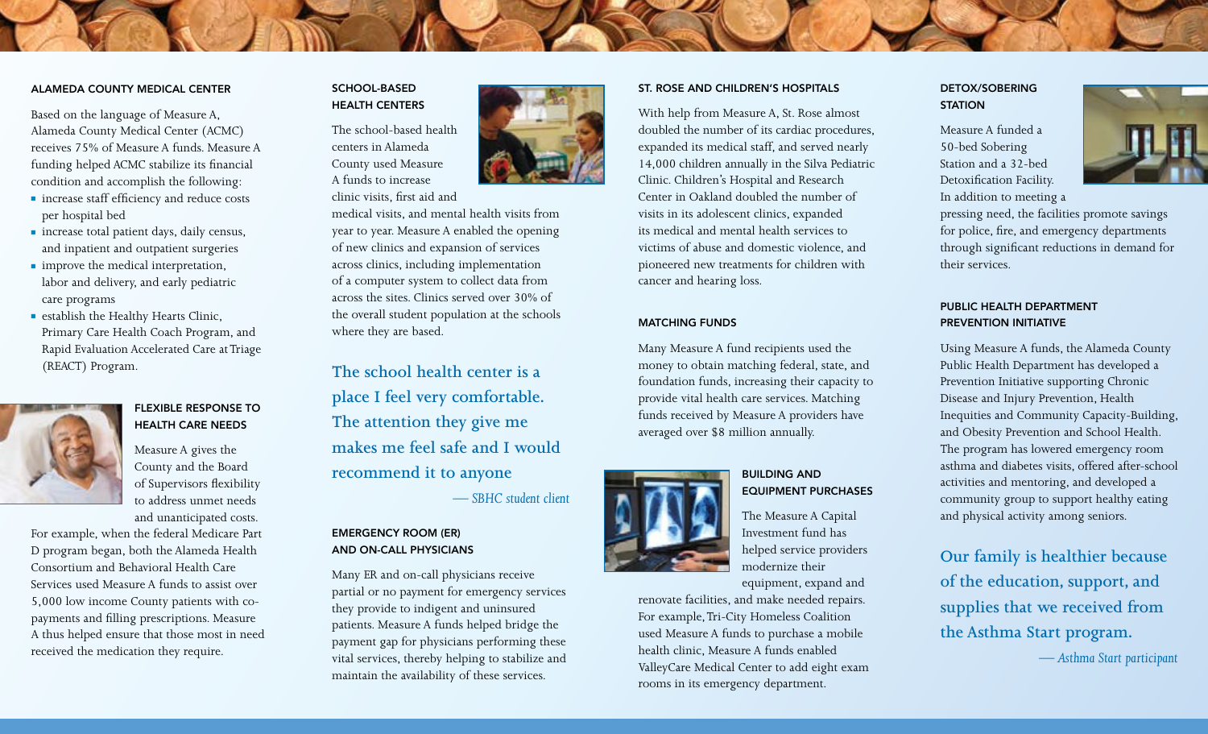### ALAMEDA COUNTY MEDICAL CENTER

Based on the language of Measure A, Alameda County Medical Center (ACMC) receives 75% of Measure A funds. Measure A funding helped ACMC stabilize its financial condition and accomplish the following:

- increase staff efficiency and reduce costs per hospital bed
- increase total patient days, daily census, and inpatient and outpatient surgeries
- improve the medical interpretation, labor and delivery, and early pediatric care programs
- establish the Healthy Hearts Clinic, Primary Care Health Coach Program, and Rapid Evaluation Accelerated Care at Triage (REACT) Program.

### FLEXIBLE RESPONSE TO HEALTH CARE NEEDS

Measure A gives the County and the Board of Supervisors flexibility to address unmet needs and unanticipated costs. For example, when the federal Medicare Part D program began, both the Alameda Health Consortium and Behavioral Health Care Services used Measure A funds to assist over 5,000 low income County patients with co-payments and filling prescriptions. Measure A thus helped ensure that those most in need received the medication they require.

### SCHOOL-BASED HEALTH CENTERS

The school-based health centers in Alameda County used Measure A funds to increase clinic visits, first aid and medical visits, and mental health visits from year to year. Measure A enabled the opening of new clinics and expansion of services across clinics, including implementation of a computer system to collect data from across the sites. Clinics served over 30% of the overall student population at the schools where they are based.

> The school health center is a place I feel very comfortable. The attention they give me makes me feel safe and I would recommend it to anyone
>
> — *SBHC student client*

### EMERGENCY ROOM (ER) AND ON-CALL PHYSICIANS

Many ER and on-call physicians receive partial or no payment for emergency services they provide to indigent and uninsured patients. Measure A funds helped bridge the payment gap for physicians performing these vital services, thereby helping to stabilize and maintain the availability of these services.

### ST. ROSE AND CHILDREN'S HOSPITALS

With help from Measure A, St. Rose almost doubled the number of its cardiac procedures, expanded its medical staff, and served nearly 14,000 children annually in the Silva Pediatric Clinic. Children's Hospital and Research Center in Oakland doubled the number of visits in its adolescent clinics, expanded its medical and mental health services to victims of abuse and domestic violence, and pioneered new treatments for children with cancer and hearing loss.

### MATCHING FUNDS

Many Measure A fund recipients used the money to obtain matching federal, state, and foundation funds, increasing their capacity to provide vital health care services. Matching funds received by Measure A providers have averaged over $8 million annually.

### BUILDING AND EQUIPMENT PURCHASES

The Measure A Capital Investment fund has helped service providers modernize their equipment, expand and renovate facilities, and make needed repairs. For example, Tri-City Homeless Coalition used Measure A funds to purchase a mobile health clinic, Measure A funds enabled ValleyCare Medical Center to add eight exam rooms in its emergency department.

### DETOX/SOBERING STATION

Measure A funded a 50-bed Sobering Station and a 32-bed Detoxification Facility. In addition to meeting a pressing need, the facilities promote savings for police, fire, and emergency departments through significant reductions in demand for their services.

### PUBLIC HEALTH DEPARTMENT PREVENTION INITIATIVE

Using Measure A funds, the Alameda County Public Health Department has developed a Prevention Initiative supporting Chronic Disease and Injury Prevention, Health Inequities and Community Capacity-Building, and Obesity Prevention and School Health. The program has lowered emergency room asthma and diabetes visits, offered after-school activities and mentoring, and developed a community group to support healthy eating and physical activity among seniors.

> Our family is healthier because of the education, support, and supplies that we received from the Asthma Start program.
>
> — *Asthma Start participant*